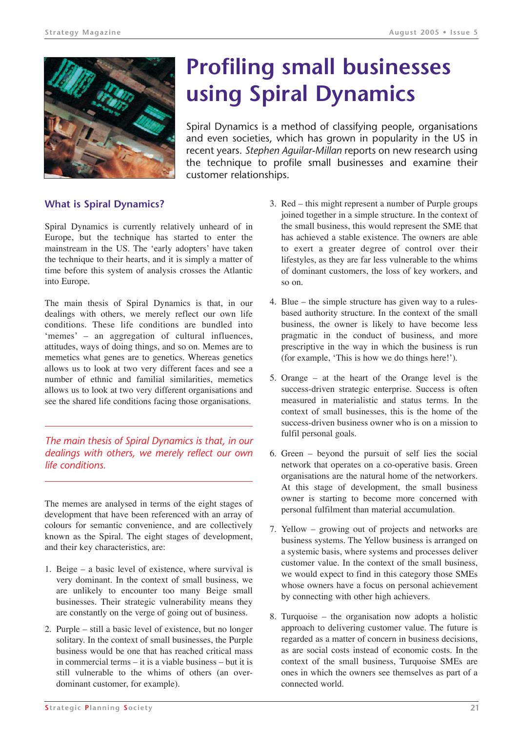# Profiling small businesses using Spiral Dynamics

Spiral Dynamics is a method of classifying people, organisations and even societies, which has grown in popularity in the US in recent years. *Stephen Aguilar-Millan* reports on new research using the technique to profile small businesses and examine their customer relationships.

## What is Spiral Dynamics?

Spiral Dynamics is currently relatively unheard of in Europe, but the technique has started to enter the mainstream in the US. The 'early adopters' have taken the technique to their hearts, and it is simply a matter of time before this system of analysis crosses the Atlantic into Europe.

The main thesis of Spiral Dynamics is that, in our dealings with others, we merely reflect our own life conditions. These life conditions are bundled into 'memes' – an aggregation of cultural influences, attitudes, ways of doing things, and so on. Memes are to memetics what genes are to genetics. Whereas genetics allows us to look at two very different faces and see a number of ethnic and familial similarities, memetics allows us to look at two very different organisations and see the shared life conditions facing those organisations.

*The main thesis of Spiral Dynamics is that, in our dealings with others, we merely reflect our own life conditions.*

The memes are analysed in terms of the eight stages of development that have been referenced with an array of colours for semantic convenience, and are collectively known as the Spiral. The eight stages of development, and their key characteristics, are:

1. Beige – a basic level of existence, where survival is very dominant. In the context of small business, we are unlikely to encounter too many Beige small businesses. Their strategic vulnerability means they are constantly on the verge of going out of business.
2. Purple – still a basic level of existence, but no longer solitary. In the context of small businesses, the Purple business would be one that has reached critical mass in commercial terms – it is a viable business – but it is still vulnerable to the whims of others (an over-dominant customer, for example).
3. Red – this might represent a number of Purple groups joined together in a simple structure. In the context of the small business, this would represent the SME that has achieved a stable existence. The owners are able to exert a greater degree of control over their lifestyles, as they are far less vulnerable to the whims of dominant customers, the loss of key workers, and so on.
4. Blue – the simple structure has given way to a rules-based authority structure. In the context of the small business, the owner is likely to have become less pragmatic in the conduct of business, and more prescriptive in the way in which the business is run (for example, 'This is how we do things here!').
5. Orange – at the heart of the Orange level is the success-driven strategic enterprise. Success is often measured in materialistic and status terms. In the context of small businesses, this is the home of the success-driven business owner who is on a mission to fulfil personal goals.
6. Green – beyond the pursuit of self lies the social network that operates on a co-operative basis. Green organisations are the natural home of the networkers. At this stage of development, the small business owner is starting to become more concerned with personal fulfilment than material accumulation.
7. Yellow – growing out of projects and networks are business systems. The Yellow business is arranged on a systemic basis, where systems and processes deliver customer value. In the context of the small business, we would expect to find in this category those SMEs whose owners have a focus on personal achievement by connecting with other high achievers.
8. Turquoise – the organisation now adopts a holistic approach to delivering customer value. The future is regarded as a matter of concern in business decisions, as are social costs instead of economic costs. In the context of the small business, Turquoise SMEs are ones in which the owners see themselves as part of a connected world.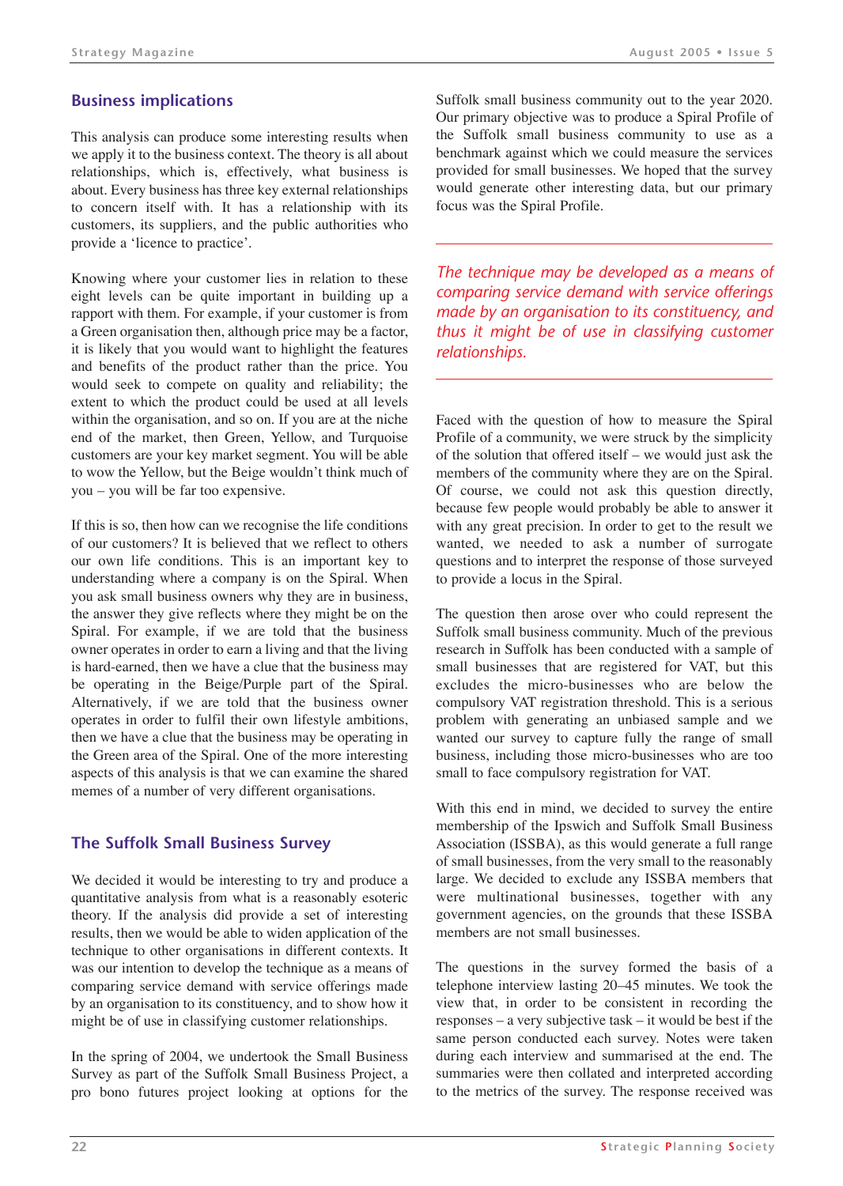## Business implications

This analysis can produce some interesting results when we apply it to the business context. The theory is all about relationships, which is, effectively, what business is about. Every business has three key external relationships to concern itself with. It has a relationship with its customers, its suppliers, and the public authorities who provide a 'licence to practice'.

Knowing where your customer lies in relation to these eight levels can be quite important in building up a rapport with them. For example, if your customer is from a Green organisation then, although price may be a factor, it is likely that you would want to highlight the features and benefits of the product rather than the price. You would seek to compete on quality and reliability; the extent to which the product could be used at all levels within the organisation, and so on. If you are at the niche end of the market, then Green, Yellow, and Turquoise customers are your key market segment. You will be able to wow the Yellow, but the Beige wouldn't think much of you – you will be far too expensive.

If this is so, then how can we recognise the life conditions of our customers? It is believed that we reflect to others our own life conditions. This is an important key to understanding where a company is on the Spiral. When you ask small business owners why they are in business, the answer they give reflects where they might be on the Spiral. For example, if we are told that the business owner operates in order to earn a living and that the living is hard-earned, then we have a clue that the business may be operating in the Beige/Purple part of the Spiral. Alternatively, if we are told that the business owner operates in order to fulfil their own lifestyle ambitions, then we have a clue that the business may be operating in the Green area of the Spiral. One of the more interesting aspects of this analysis is that we can examine the shared memes of a number of very different organisations.

## The Suffolk Small Business Survey

We decided it would be interesting to try and produce a quantitative analysis from what is a reasonably esoteric theory. If the analysis did provide a set of interesting results, then we would be able to widen application of the technique to other organisations in different contexts. It was our intention to develop the technique as a means of comparing service demand with service offerings made by an organisation to its constituency, and to show how it might be of use in classifying customer relationships.

In the spring of 2004, we undertook the Small Business Survey as part of the Suffolk Small Business Project, a pro bono futures project looking at options for the Suffolk small business community out to the year 2020. Our primary objective was to produce a Spiral Profile of the Suffolk small business community to use as a benchmark against which we could measure the services provided for small businesses. We hoped that the survey would generate other interesting data, but our primary focus was the Spiral Profile.

*The technique may be developed as a means of comparing service demand with service offerings made by an organisation to its constituency, and thus it might be of use in classifying customer relationships.*

Faced with the question of how to measure the Spiral Profile of a community, we were struck by the simplicity of the solution that offered itself – we would just ask the members of the community where they are on the Spiral. Of course, we could not ask this question directly, because few people would probably be able to answer it with any great precision. In order to get to the result we wanted, we needed to ask a number of surrogate questions and to interpret the response of those surveyed to provide a locus in the Spiral.

The question then arose over who could represent the Suffolk small business community. Much of the previous research in Suffolk has been conducted with a sample of small businesses that are registered for VAT, but this excludes the micro-businesses who are below the compulsory VAT registration threshold. This is a serious problem with generating an unbiased sample and we wanted our survey to capture fully the range of small business, including those micro-businesses who are too small to face compulsory registration for VAT.

With this end in mind, we decided to survey the entire membership of the Ipswich and Suffolk Small Business Association (ISSBA), as this would generate a full range of small businesses, from the very small to the reasonably large. We decided to exclude any ISSBA members that were multinational businesses, together with any government agencies, on the grounds that these ISSBA members are not small businesses.

The questions in the survey formed the basis of a telephone interview lasting 20–45 minutes. We took the view that, in order to be consistent in recording the responses – a very subjective task – it would be best if the same person conducted each survey. Notes were taken during each interview and summarised at the end. The summaries were then collated and interpreted according to the metrics of the survey. The response received was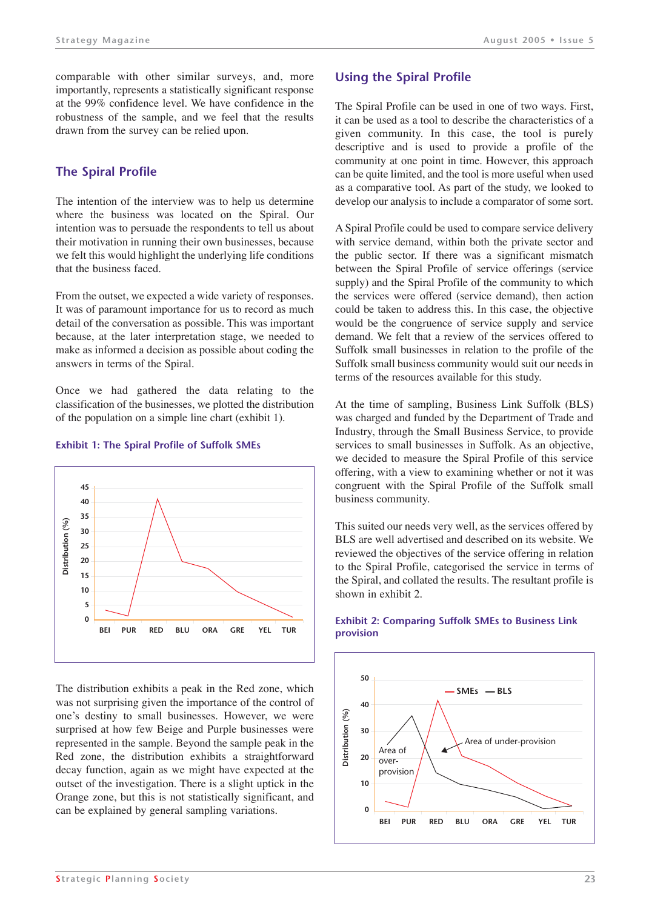comparable with other similar surveys, and, more importantly, represents a statistically significant percentage at the 99% confidence level. We have confidence in the robustness of the sample, and we feel that the results drawn from the survey can be relied upon.

## The Spiral Profile

The intention of the interview was to help us determine where the business was located on the Spiral. Our intention was to persuade the respondents to tell us about their motivation in running their own businesses, because we felt this would highlight the underlying life conditions that the business faced.

From the outset, we expected a wide variety of responses. It was of paramount importance for us to record as much detail of the conversation as possible. This was important because, at the later interpretation stage, we needed to make as informed a decision as possible about coding the answers in terms of the Spiral.

Once we had gathered the data relating to the classification of the businesses, we plotted the distribution of the population on a simple line chart (exhibit 1).

**Exhibit 1: The Spiral Profile of Suffolk SMEs**

The distribution exhibits a peak in the Red zone, which was not surprising given the importance of the control of one's destiny to small businesses. However, we were surprised at how few Beige and Purple businesses were represented in the sample. Beyond the sample peak in the Red zone, the distribution exhibits a straightforward decay function, again as we might have expected at the outset of the investigation. There is a slight uptick in the Orange zone, but this is not statistically significant, and can be explained by general sampling variations.

## Using the Spiral Profile

The Spiral Profile can be used in one of two ways. First, it can be used as a tool to describe the characteristics of a given community. In this case, the tool is purely descriptive and is used to provide a profile of the community at one point in time. However, this approach can be quite limited, and the tool is more useful when used as a comparative tool. As part of the study, we looked to develop our analysis to include a comparator of some sort.

A Spiral Profile could be used to compare service delivery with service demand, within both the private sector and the public sector. If there was a significant mismatch between the Spiral Profile of service offerings (service supply) and the Spiral Profile of the community to which the services were offered (service demand), then action could be taken to address this. In this case, the objective would be the congruence of service supply and service demand. We felt that a review of the services offered to Suffolk small businesses in relation to the profile of the Suffolk small business community would suit our needs in terms of the resources available for this study.

At the time of sampling, Business Link Suffolk (BLS) was charged and funded by the Department of Trade and Industry, through the Small Business Service, to provide services to small businesses in Suffolk. As an objective, we decided to measure the Spiral Profile of this service offering, with a view to examining whether or not it was congruent with the Spiral Profile of the Suffolk small business community.

This suited our needs very well, as the services offered by BLS are well advertised and described on its website. We reviewed the objectives of the service offering in relation to the Spiral Profile, categorised the service in terms of the Spiral, and collated the results. The resultant profile is shown in exhibit 2.

**Exhibit 2: Comparing Suffolk SMEs to Business Link provision**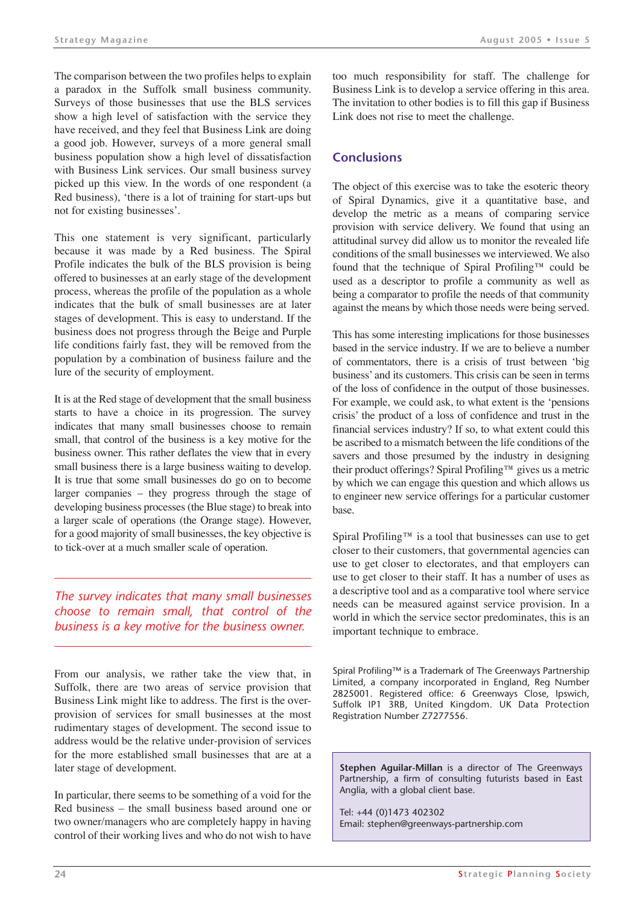The comparison between the two profiles helps to explain a paradox in the Suffolk small business community. Surveys of those businesses that use the BLS services show a high level of satisfaction with the service they have received, and they feel that Business Link are doing a good job. However, surveys of a more general small business population show a high level of dissatisfaction with Business Link services. Our small business survey picked up this view. In the words of one respondent (a Red business), 'there is a lot of training for start-ups but not for existing businesses'.

This one statement is very significant, particularly because it was made by a Red business. The Spiral Profile indicates the bulk of the BLS provision is being offered to businesses at an early stage of the development process, whereas the profile of the population as a whole indicates that the bulk of small businesses are at later stages of development. This is easy to understand. If the business does not progress through the Beige and Purple life conditions fairly fast, they will be removed from the population by a combination of business failure and the lure of the security of employment.

It is at the Red stage of development that the small business starts to have a choice in its progression. The survey indicates that many small businesses choose to remain small, that control of the business is a key motive for the business owner. This rather deflates the view that in every small business there is a large business waiting to develop. It is true that some small businesses do go on to become larger companies – they progress through the stage of developing business processes (the Blue stage) to break into a larger scale of operations (the Orange stage). However, for a good majority of small businesses, the key objective is to tick-over at a much smaller scale of operation.

*The survey indicates that many small businesses choose to remain small, that control of the business is a key motive for the business owner.*

From our analysis, we rather take the view that, in Suffolk, there are two areas of service provision that Business Link might like to address. The first is the over-provision of services for small businesses at the most rudimentary stages of development. The second issue to address would be the relative under-provision of services for the more established small businesses that are at a later stage of development.

In particular, there seems to be something of a void for the Red business – the small business based around one or two owner/managers who are completely happy in having control of their working lives and who do not wish to have too much responsibility for staff. The challenge for Business Link is to develop a service offering in this area. The invitation to other bodies is to fill this gap if Business Link does not rise to meet the challenge.

## Conclusions

The object of this exercise was to take the esoteric theory of Spiral Dynamics, give it a quantitative base, and develop the metric as a means of comparing service provision with service delivery. We found that using an attitudinal survey did allow us to monitor the revealed life conditions of the small businesses we interviewed. We also found that the technique of Spiral Profiling™ could be used as a descriptor to profile a community as well as being a comparator to profile the needs of that community against the means by which those needs were being served.

This has some interesting implications for those businesses based in the service industry. If we are to believe a number of commentators, there is a crisis of trust between 'big business' and its customers. This crisis can be seen in terms of the loss of confidence in the output of those businesses. For example, we could ask, to what extent is the 'pensions crisis' the product of a loss of confidence and trust in the financial services industry? If so, to what extent could this be ascribed to a mismatch between the life conditions of the savers and those presumed by the industry in designing their product offerings? Spiral Profiling™ gives us a metric by which we can engage this question and which allows us to engineer new service offerings for a particular customer base.

Spiral Profiling™ is a tool that businesses can use to get closer to their customers, that governmental agencies can use to get closer to electorates, and that employers can use to get closer to their staff. It has a number of uses as a descriptive tool and as a comparative tool where service needs can be measured against service provision. In a world in which the service sector predominates, this is an important technique to embrace.

Spiral Profiling™ is a Trademark of The Greenways Partnership Limited, a company incorporated in England, Reg Number 2825001. Registered office: 6 Greenways Close, Ipswich, Suffolk IP1 3RB, United Kingdom. UK Data Protection Registration Number Z7277556.

**Stephen Aguilar-Millan** is a director of The Greenways Partnership, a firm of consulting futurists based in East Anglia, with a global client base.

Tel: +44 (0)1473 402302
Email: stephen@greenways-partnership.com